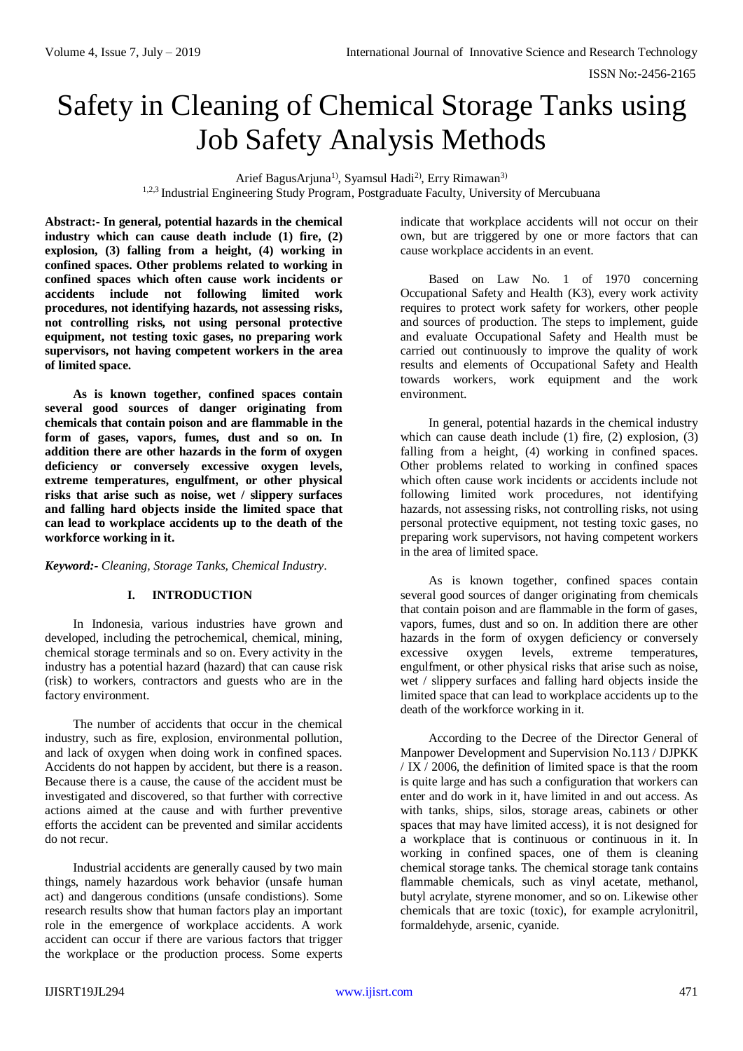# Safety in Cleaning of Chemical Storage Tanks using Job Safety Analysis Methods

Arief BagusArjuna[1)], Syamsul Hadi[2)], Erry Rimawan[3)]

[1,2,3] Industrial Engineering Study Program, Postgraduate Faculty, University of Mercubuana

**Abstract:- In general, potential hazards in the chemical industry which can cause death include (1) fire, (2) explosion, (3) falling from a height, (4) working in confined spaces. Other problems related to working in confined spaces which often cause work incidents or accidents include not following limited work procedures, not identifying hazards, not assessing risks, not controlling risks, not using personal protective equipment, not testing toxic gases, no preparing work supervisors, not having competent workers in the area of limited space.**

**As is known together, confined spaces contain several good sources of danger originating from chemicals that contain poison and are flammable in the form of gases, vapors, fumes, dust and so on. In addition there are other hazards in the form of oxygen deficiency or conversely excessive oxygen levels, extreme temperatures, engulfment, or other physical risks that arise such as noise, wet / slippery surfaces and falling hard objects inside the limited space that can lead to workplace accidents up to the death of the workforce working in it.**

***Keyword:-*** *Cleaning, Storage Tanks, Chemical Industry.*

## I. INTRODUCTION

In Indonesia, various industries have grown and developed, including the petrochemical, chemical, mining, chemical storage terminals and so on. Every activity in the industry has a potential hazard (hazard) that can cause risk (risk) to workers, contractors and guests who are in the factory environment.

The number of accidents that occur in the chemical industry, such as fire, explosion, environmental pollution, and lack of oxygen when doing work in confined spaces. Accidents do not happen by accident, but there is a reason. Because there is a cause, the cause of the accident must be investigated and discovered, so that further with corrective actions aimed at the cause and with further preventive efforts the accident can be prevented and similar accidents do not recur.

Industrial accidents are generally caused by two main things, namely hazardous work behavior (unsafe human act) and dangerous conditions (unsafe condistions). Some research results show that human factors play an important role in the emergence of workplace accidents. A work accident can occur if there are various factors that trigger the workplace or the production process. Some experts indicate that workplace accidents will not occur on their own, but are triggered by one or more factors that can cause workplace accidents in an event.

Based on Law No. 1 of 1970 concerning Occupational Safety and Health (K3), every work activity requires to protect work safety for workers, other people and sources of production. The steps to implement, guide and evaluate Occupational Safety and Health must be carried out continuously to improve the quality of work results and elements of Occupational Safety and Health towards workers, work equipment and the work environment.

In general, potential hazards in the chemical industry which can cause death include (1) fire, (2) explosion, (3) falling from a height, (4) working in confined spaces. Other problems related to working in confined spaces which often cause work incidents or accidents include not following limited work procedures, not identifying hazards, not assessing risks, not controlling risks, not using personal protective equipment, not testing toxic gases, no preparing work supervisors, not having competent workers in the area of limited space.

As is known together, confined spaces contain several good sources of danger originating from chemicals that contain poison and are flammable in the form of gases, vapors, fumes, dust and so on. In addition there are other hazards in the form of oxygen deficiency or conversely excessive oxygen levels, extreme temperatures, engulfment, or other physical risks that arise such as noise, wet / slippery surfaces and falling hard objects inside the limited space that can lead to workplace accidents up to the death of the workforce working in it.

According to the Decree of the Director General of Manpower Development and Supervision No.113 / DJPKK / IX / 2006, the definition of limited space is that the room is quite large and has such a configuration that workers can enter and do work in it, have limited in and out access. As with tanks, ships, silos, storage areas, cabinets or other spaces that may have limited access), it is not designed for a workplace that is continuous or continuous in it. In working in confined spaces, one of them is cleaning chemical storage tanks. The chemical storage tank contains flammable chemicals, such as vinyl acetate, methanol, butyl acrylate, styrene monomer, and so on. Likewise other chemicals that are toxic (toxic), for example acrylonitril, formaldehyde, arsenic, cyanide.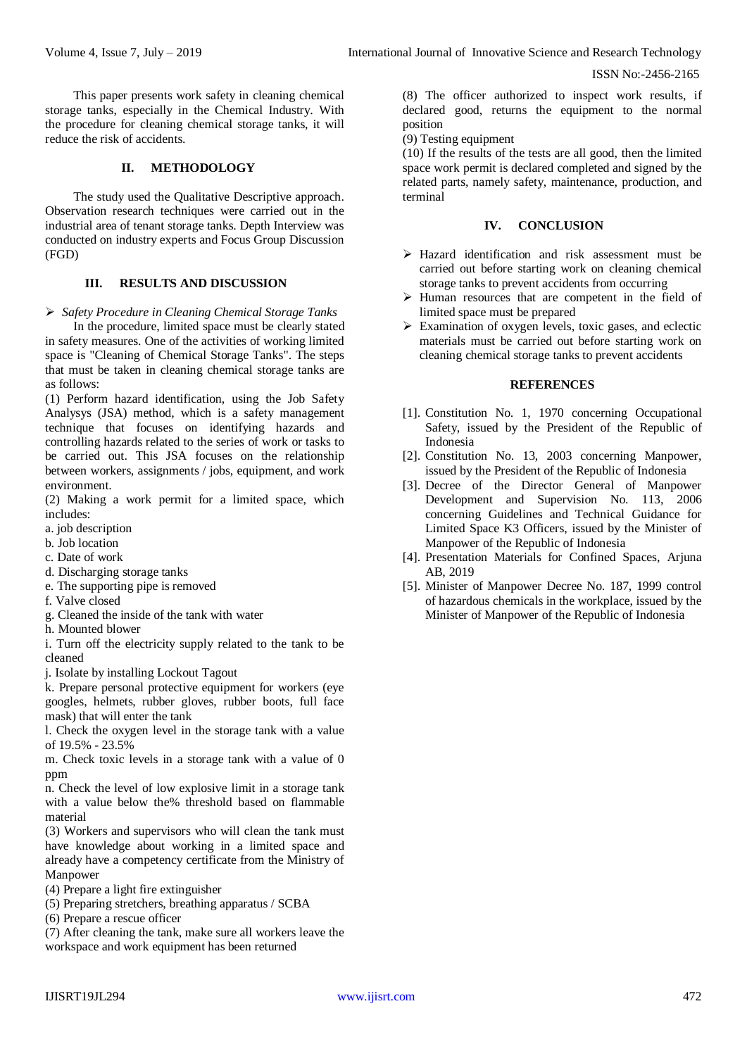This paper presents work safety in cleaning chemical storage tanks, especially in the Chemical Industry. With the procedure for cleaning chemical storage tanks, it will reduce the risk of accidents.

## II. METHODOLOGY

The study used the Qualitative Descriptive approach. Observation research techniques were carried out in the industrial area of tenant storage tanks. Depth Interview was conducted on industry experts and Focus Group Discussion (FGD)

## III. RESULTS AND DISCUSSION

- *Safety Procedure in Cleaning Chemical Storage Tanks*

In the procedure, limited space must be clearly stated in safety measures. One of the activities of working limited space is "Cleaning of Chemical Storage Tanks". The steps that must be taken in cleaning chemical storage tanks are as follows:

(1) Perform hazard identification, using the Job Safety Analysys (JSA) method, which is a safety management technique that focuses on identifying hazards and controlling hazards related to the series of work or tasks to be carried out. This JSA focuses on the relationship between workers, assignments / jobs, equipment, and work environment.

(2) Making a work permit for a limited space, which includes:

a. job description
b. Job location
c. Date of work
d. Discharging storage tanks
e. The supporting pipe is removed
f. Valve closed
g. Cleaned the inside of the tank with water
h. Mounted blower
i. Turn off the electricity supply related to the tank to be cleaned
j. Isolate by installing Lockout Tagout
k. Prepare personal protective equipment for workers (eye googles, helmets, rubber gloves, rubber boots, full face mask) that will enter the tank
l. Check the oxygen level in the storage tank with a value of 19.5% - 23.5%
m. Check toxic levels in a storage tank with a value of 0 ppm
n. Check the level of low explosive limit in a storage tank with a value below the% threshold based on flammable material

(3) Workers and supervisors who will clean the tank must have knowledge about working in a limited space and already have a competency certificate from the Ministry of Manpower

(4) Prepare a light fire extinguisher

(5) Preparing stretchers, breathing apparatus / SCBA

(6) Prepare a rescue officer

(7) After cleaning the tank, make sure all workers leave the workspace and work equipment has been returned

(8) The officer authorized to inspect work results, if declared good, returns the equipment to the normal position

(9) Testing equipment

(10) If the results of the tests are all good, then the limited space work permit is declared completed and signed by the related parts, namely safety, maintenance, production, and terminal

## IV. CONCLUSION

- Hazard identification and risk assessment must be carried out before starting work on cleaning chemical storage tanks to prevent accidents from occurring
- Human resources that are competent in the field of limited space must be prepared
- Examination of oxygen levels, toxic gases, and eclectic materials must be carried out before starting work on cleaning chemical storage tanks to prevent accidents

## REFERENCES

[1]. Constitution No. 1, 1970 concerning Occupational Safety, issued by the President of the Republic of Indonesia

[2]. Constitution No. 13, 2003 concerning Manpower, issued by the President of the Republic of Indonesia

[3]. Decree of the Director General of Manpower Development and Supervision No. 113, 2006 concerning Guidelines and Technical Guidance for Limited Space K3 Officers, issued by the Minister of Manpower of the Republic of Indonesia

[4]. Presentation Materials for Confined Spaces, Arjuna AB, 2019

[5]. Minister of Manpower Decree No. 187, 1999 control of hazardous chemicals in the workplace, issued by the Minister of Manpower of the Republic of Indonesia